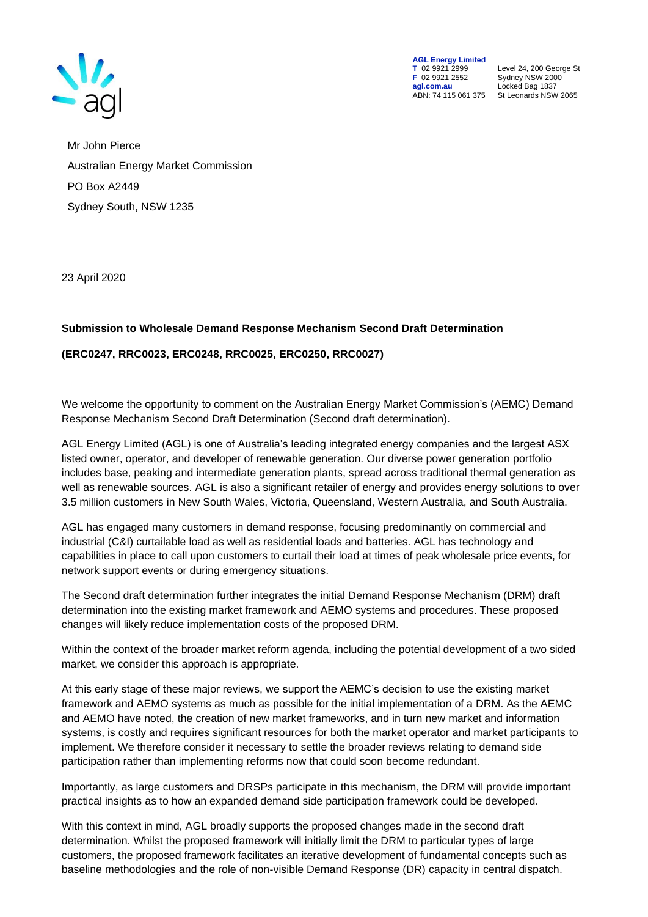**AGL Energy Limited**
**T** 02 9921 2999
**F** 02 9921 2552
**agl.com.au**
ABN: 74 115 061 375

Level 24, 200 George St
Sydney NSW 2000
Locked Bag 1837
St Leonards NSW 2065

Mr John Pierce
Australian Energy Market Commission
PO Box A2449
Sydney South, NSW 1235

23 April 2020

**Submission to Wholesale Demand Response Mechanism Second Draft Determination**

**(ERC0247, RRC0023, ERC0248, RRC0025, ERC0250, RRC0027)**

We welcome the opportunity to comment on the Australian Energy Market Commission's (AEMC) Demand Response Mechanism Second Draft Determination (Second draft determination).

AGL Energy Limited (AGL) is one of Australia's leading integrated energy companies and the largest ASX listed owner, operator, and developer of renewable generation. Our diverse power generation portfolio includes base, peaking and intermediate generation plants, spread across traditional thermal generation as well as renewable sources. AGL is also a significant retailer of energy and provides energy solutions to over 3.5 million customers in New South Wales, Victoria, Queensland, Western Australia, and South Australia.

AGL has engaged many customers in demand response, focusing predominantly on commercial and industrial (C&I) curtailable load as well as residential loads and batteries. AGL has technology and capabilities in place to call upon customers to curtail their load at times of peak wholesale price events, for network support events or during emergency situations.

The Second draft determination further integrates the initial Demand Response Mechanism (DRM) draft determination into the existing market framework and AEMO systems and procedures. These proposed changes will likely reduce implementation costs of the proposed DRM.

Within the context of the broader market reform agenda, including the potential development of a two sided market, we consider this approach is appropriate.

At this early stage of these major reviews, we support the AEMC's decision to use the existing market framework and AEMO systems as much as possible for the initial implementation of a DRM. As the AEMC and AEMO have noted, the creation of new market frameworks, and in turn new market and information systems, is costly and requires significant resources for both the market operator and market participants to implement. We therefore consider it necessary to settle the broader reviews relating to demand side participation rather than implementing reforms now that could soon become redundant.

Importantly, as large customers and DRSPs participate in this mechanism, the DRM will provide important practical insights as to how an expanded demand side participation framework could be developed.

With this context in mind, AGL broadly supports the proposed changes made in the second draft determination. Whilst the proposed framework will initially limit the DRM to particular types of large customers, the proposed framework facilitates an iterative development of fundamental concepts such as baseline methodologies and the role of non-visible Demand Response (DR) capacity in central dispatch.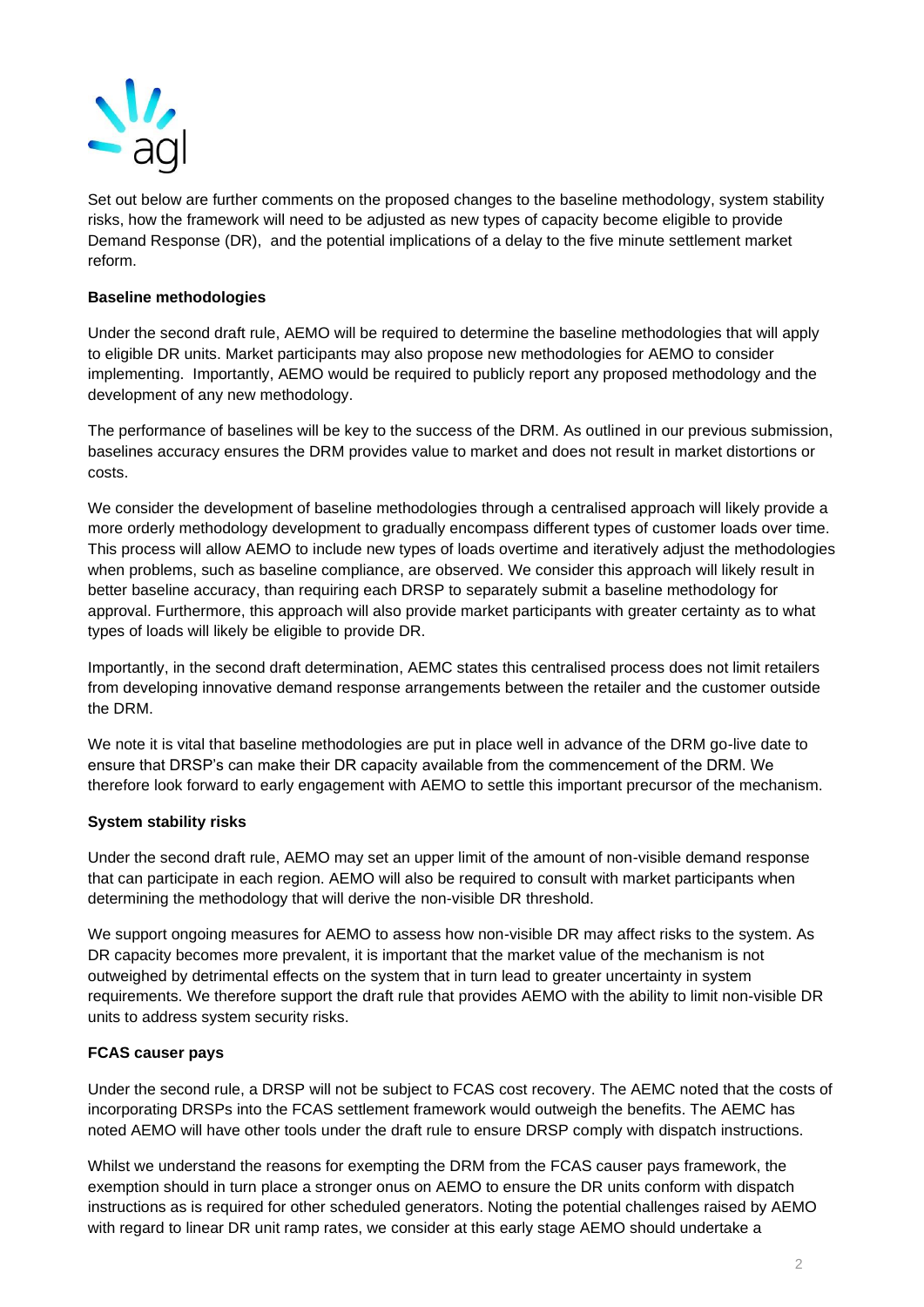Set out below are further comments on the proposed changes to the baseline methodology, system stability risks, how the framework will need to be adjusted as new types of capacity become eligible to provide Demand Response (DR), and the potential implications of a delay to the five minute settlement market reform.

**Baseline methodologies**

Under the second draft rule, AEMO will be required to determine the baseline methodologies that will apply to eligible DR units. Market participants may also propose new methodologies for AEMO to consider implementing. Importantly, AEMO would be required to publicly report any proposed methodology and the development of any new methodology.

The performance of baselines will be key to the success of the DRM. As outlined in our previous submission, baselines accuracy ensures the DRM provides value to market and does not result in market distortions or costs.

We consider the development of baseline methodologies through a centralised approach will likely provide a more orderly methodology development to gradually encompass different types of customer loads over time. This process will allow AEMO to include new types of loads overtime and iteratively adjust the methodologies when problems, such as baseline compliance, are observed. We consider this approach will likely result in better baseline accuracy, than requiring each DRSP to separately submit a baseline methodology for approval. Furthermore, this approach will also provide market participants with greater certainty as to what types of loads will likely be eligible to provide DR.

Importantly, in the second draft determination, AEMC states this centralised process does not limit retailers from developing innovative demand response arrangements between the retailer and the customer outside the DRM.

We note it is vital that baseline methodologies are put in place well in advance of the DRM go-live date to ensure that DRSP's can make their DR capacity available from the commencement of the DRM. We therefore look forward to early engagement with AEMO to settle this important precursor of the mechanism.

**System stability risks**

Under the second draft rule, AEMO may set an upper limit of the amount of non-visible demand response that can participate in each region. AEMO will also be required to consult with market participants when determining the methodology that will derive the non-visible DR threshold.

We support ongoing measures for AEMO to assess how non-visible DR may affect risks to the system. As DR capacity becomes more prevalent, it is important that the market value of the mechanism is not outweighed by detrimental effects on the system that in turn lead to greater uncertainty in system requirements. We therefore support the draft rule that provides AEMO with the ability to limit non-visible DR units to address system security risks.

**FCAS causer pays**

Under the second rule, a DRSP will not be subject to FCAS cost recovery. The AEMC noted that the costs of incorporating DRSPs into the FCAS settlement framework would outweigh the benefits. The AEMC has noted AEMO will have other tools under the draft rule to ensure DRSP comply with dispatch instructions.

Whilst we understand the reasons for exempting the DRM from the FCAS causer pays framework, the exemption should in turn place a stronger onus on AEMO to ensure the DR units conform with dispatch instructions as is required for other scheduled generators. Noting the potential challenges raised by AEMO with regard to linear DR unit ramp rates, we consider at this early stage AEMO should undertake a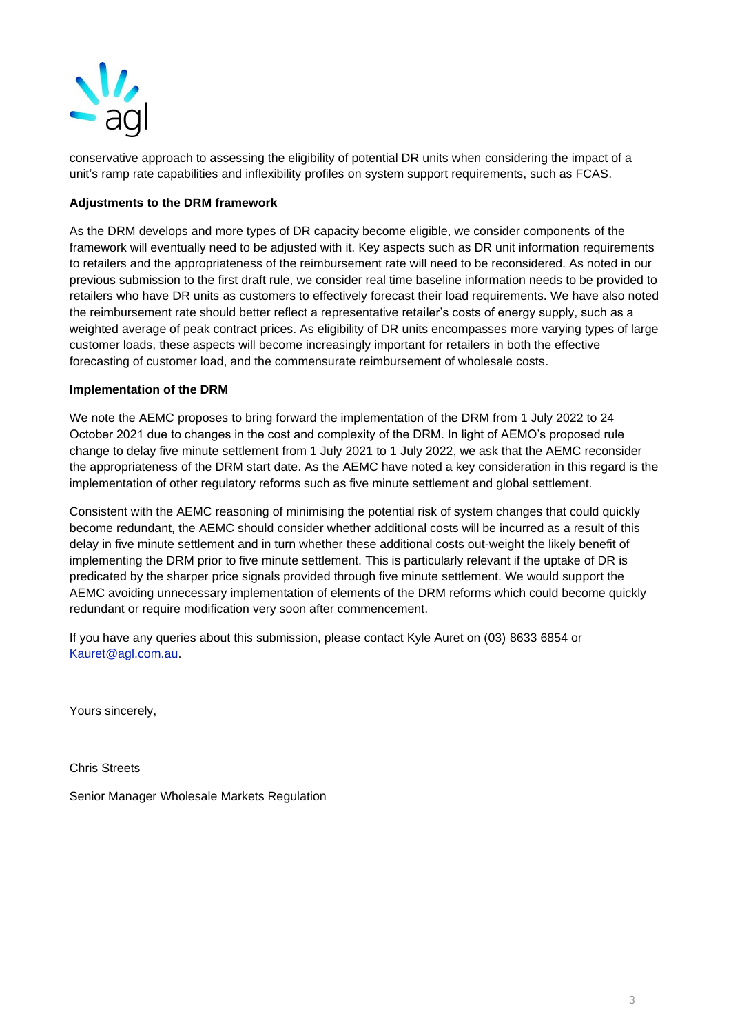conservative approach to assessing the eligibility of potential DR units when considering the impact of a unit's ramp rate capabilities and inflexibility profiles on system support requirements, such as FCAS.

**Adjustments to the DRM framework**

As the DRM develops and more types of DR capacity become eligible, we consider components of the framework will eventually need to be adjusted with it. Key aspects such as DR unit information requirements to retailers and the appropriateness of the reimbursement rate will need to be reconsidered. As noted in our previous submission to the first draft rule, we consider real time baseline information needs to be provided to retailers who have DR units as customers to effectively forecast their load requirements. We have also noted the reimbursement rate should better reflect a representative retailer's costs of energy supply, such as a weighted average of peak contract prices. As eligibility of DR units encompasses more varying types of large customer loads, these aspects will become increasingly important for retailers in both the effective forecasting of customer load, and the commensurate reimbursement of wholesale costs.

**Implementation of the DRM**

We note the AEMC proposes to bring forward the implementation of the DRM from 1 July 2022 to 24 October 2021 due to changes in the cost and complexity of the DRM. In light of AEMO's proposed rule change to delay five minute settlement from 1 July 2021 to 1 July 2022, we ask that the AEMC reconsider the appropriateness of the DRM start date. As the AEMC have noted a key consideration in this regard is the implementation of other regulatory reforms such as five minute settlement and global settlement.

Consistent with the AEMC reasoning of minimising the potential risk of system changes that could quickly become redundant, the AEMC should consider whether additional costs will be incurred as a result of this delay in five minute settlement and in turn whether these additional costs out-weight the likely benefit of implementing the DRM prior to five minute settlement. This is particularly relevant if the uptake of DR is predicated by the sharper price signals provided through five minute settlement. We would support the AEMC avoiding unnecessary implementation of elements of the DRM reforms which could become quickly redundant or require modification very soon after commencement.

If you have any queries about this submission, please contact Kyle Auret on (03) 8633 6854 or [Kauret@agl.com.au](mailto:Kauret@agl.com.au).

Yours sincerely,

Chris Streets

Senior Manager Wholesale Markets Regulation